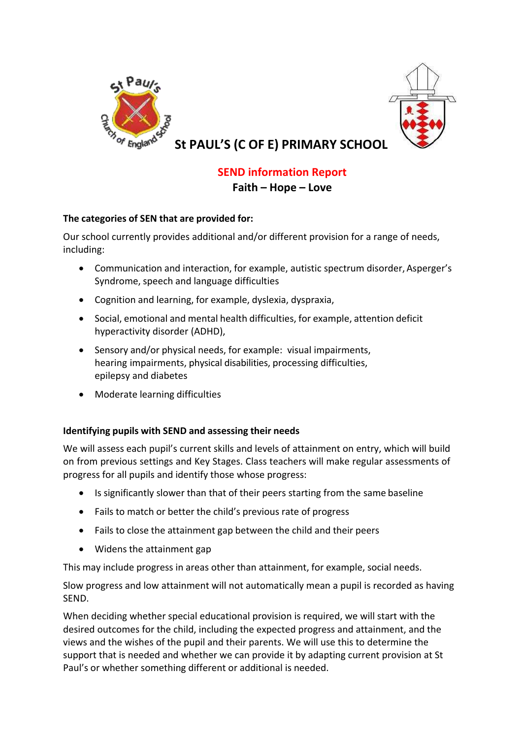# St PAUL'S (C OF E) PRIMARY SCHOOL

## SEND information Report

**Faith – Hope – Love**

**The categories of SEN that are provided for:**

Our school currently provides additional and/or different provision for a range of needs, including:

- Communication and interaction, for example, autistic spectrum disorder, Asperger's Syndrome, speech and language difficulties
- Cognition and learning, for example, dyslexia, dyspraxia,
- Social, emotional and mental health difficulties, for example, attention deficit hyperactivity disorder (ADHD),
- Sensory and/or physical needs, for example: visual impairments, hearing impairments, physical disabilities, processing difficulties, epilepsy and diabetes
- Moderate learning difficulties

**Identifying pupils with SEND and assessing their needs**

We will assess each pupil's current skills and levels of attainment on entry, which will build on from previous settings and Key Stages. Class teachers will make regular assessments of progress for all pupils and identify those whose progress:

- Is significantly slower than that of their peers starting from the same baseline
- Fails to match or better the child's previous rate of progress
- Fails to close the attainment gap between the child and their peers
- Widens the attainment gap

This may include progress in areas other than attainment, for example, social needs.

Slow progress and low attainment will not automatically mean a pupil is recorded as having SEND.

When deciding whether special educational provision is required, we will start with the desired outcomes for the child, including the expected progress and attainment, and the views and the wishes of the pupil and their parents. We will use this to determine the support that is needed and whether we can provide it by adapting current provision at St Paul's or whether something different or additional is needed.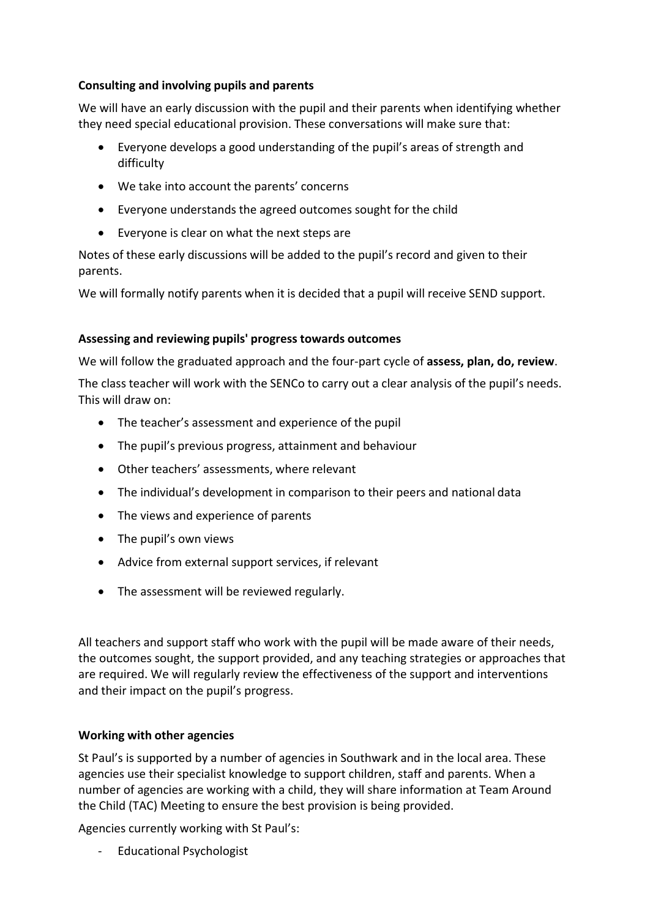**Consulting and involving pupils and parents**

We will have an early discussion with the pupil and their parents when identifying whether they need special educational provision. These conversations will make sure that:

- Everyone develops a good understanding of the pupil's areas of strength and difficulty
- We take into account the parents' concerns
- Everyone understands the agreed outcomes sought for the child
- Everyone is clear on what the next steps are

Notes of these early discussions will be added to the pupil's record and given to their parents.

We will formally notify parents when it is decided that a pupil will receive SEND support.

**Assessing and reviewing pupils' progress towards outcomes**

We will follow the graduated approach and the four-part cycle of **assess, plan, do, review**.

The class teacher will work with the SENCo to carry out a clear analysis of the pupil's needs. This will draw on:

- The teacher's assessment and experience of the pupil
- The pupil's previous progress, attainment and behaviour
- Other teachers' assessments, where relevant
- The individual's development in comparison to their peers and national data
- The views and experience of parents
- The pupil's own views
- Advice from external support services, if relevant
- The assessment will be reviewed regularly.

All teachers and support staff who work with the pupil will be made aware of their needs, the outcomes sought, the support provided, and any teaching strategies or approaches that are required. We will regularly review the effectiveness of the support and interventions and their impact on the pupil's progress.

**Working with other agencies**

St Paul's is supported by a number of agencies in Southwark and in the local area. These agencies use their specialist knowledge to support children, staff and parents. When a number of agencies are working with a child, they will share information at Team Around the Child (TAC) Meeting to ensure the best provision is being provided.

Agencies currently working with St Paul's:

- Educational Psychologist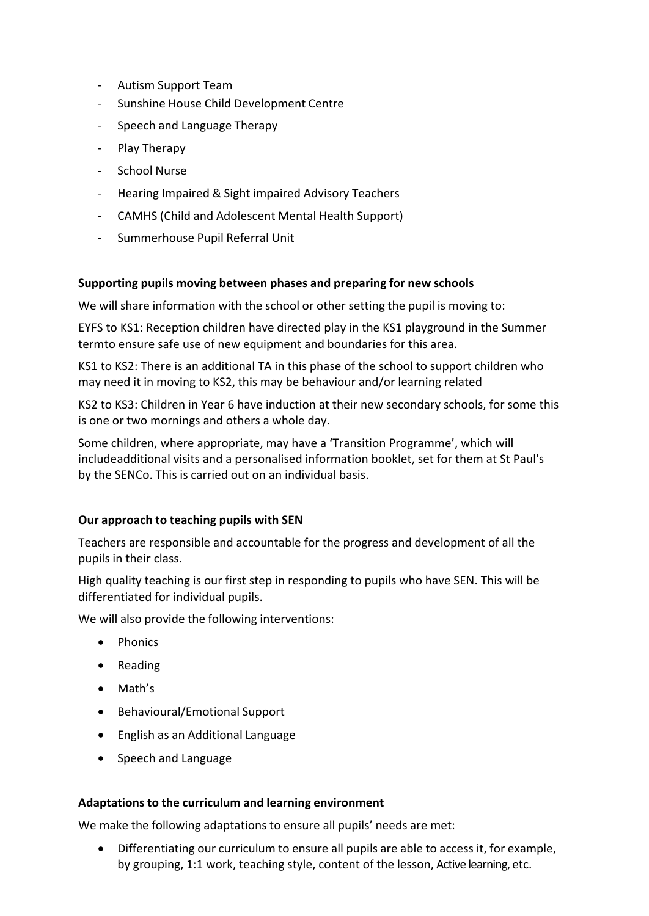- Autism Support Team
- Sunshine House Child Development Centre
- Speech and Language Therapy
- Play Therapy
- School Nurse
- Hearing Impaired & Sight impaired Advisory Teachers
- CAMHS (Child and Adolescent Mental Health Support)
- Summerhouse Pupil Referral Unit

**Supporting pupils moving between phases and preparing for new schools**

We will share information with the school or other setting the pupil is moving to:

EYFS to KS1: Reception children have directed play in the KS1 playground in the Summer termto ensure safe use of new equipment and boundaries for this area.

KS1 to KS2: There is an additional TA in this phase of the school to support children who may need it in moving to KS2, this may be behaviour and/or learning related

KS2 to KS3: Children in Year 6 have induction at their new secondary schools, for some this is one or two mornings and others a whole day.

Some children, where appropriate, may have a 'Transition Programme', which will includeadditional visits and a personalised information booklet, set for them at St Paul's by the SENCo. This is carried out on an individual basis.

**Our approach to teaching pupils with SEN**

Teachers are responsible and accountable for the progress and development of all the pupils in their class.

High quality teaching is our first step in responding to pupils who have SEN. This will be differentiated for individual pupils.

We will also provide the following interventions:

- Phonics
- Reading
- Math's
- Behavioural/Emotional Support
- English as an Additional Language
- Speech and Language

**Adaptations to the curriculum and learning environment**

We make the following adaptations to ensure all pupils' needs are met:

- Differentiating our curriculum to ensure all pupils are able to access it, for example, by grouping, 1:1 work, teaching style, content of the lesson, Active learning, etc.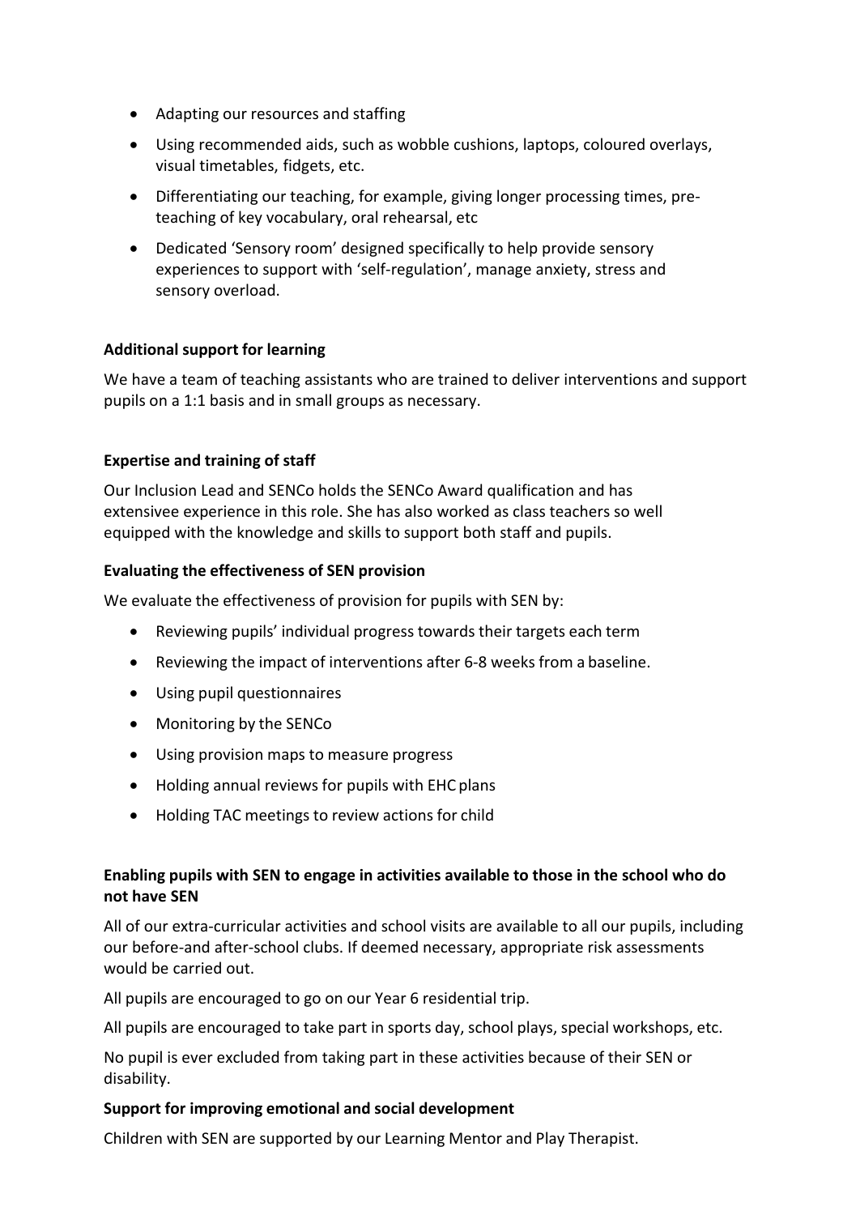- Adapting our resources and staffing
- Using recommended aids, such as wobble cushions, laptops, coloured overlays, visual timetables, fidgets, etc.
- Differentiating our teaching, for example, giving longer processing times, pre-teaching of key vocabulary, oral rehearsal, etc
- Dedicated 'Sensory room' designed specifically to help provide sensory experiences to support with 'self-regulation', manage anxiety, stress and sensory overload.

**Additional support for learning**

We have a team of teaching assistants who are trained to deliver interventions and support pupils on a 1:1 basis and in small groups as necessary.

**Expertise and training of staff**

Our Inclusion Lead and SENCo holds the SENCo Award qualification and has extensivee experience in this role. She has also worked as class teachers so well equipped with the knowledge and skills to support both staff and pupils.

**Evaluating the effectiveness of SEN provision**

We evaluate the effectiveness of provision for pupils with SEN by:

- Reviewing pupils' individual progress towards their targets each term
- Reviewing the impact of interventions after 6-8 weeks from a baseline.
- Using pupil questionnaires
- Monitoring by the SENCo
- Using provision maps to measure progress
- Holding annual reviews for pupils with EHC plans
- Holding TAC meetings to review actions for child

**Enabling pupils with SEN to engage in activities available to those in the school who do not have SEN**

All of our extra-curricular activities and school visits are available to all our pupils, including our before-and after-school clubs. If deemed necessary, appropriate risk assessments would be carried out.

All pupils are encouraged to go on our Year 6 residential trip.

All pupils are encouraged to take part in sports day, school plays, special workshops, etc.

No pupil is ever excluded from taking part in these activities because of their SEN or disability.

**Support for improving emotional and social development**

Children with SEN are supported by our Learning Mentor and Play Therapist.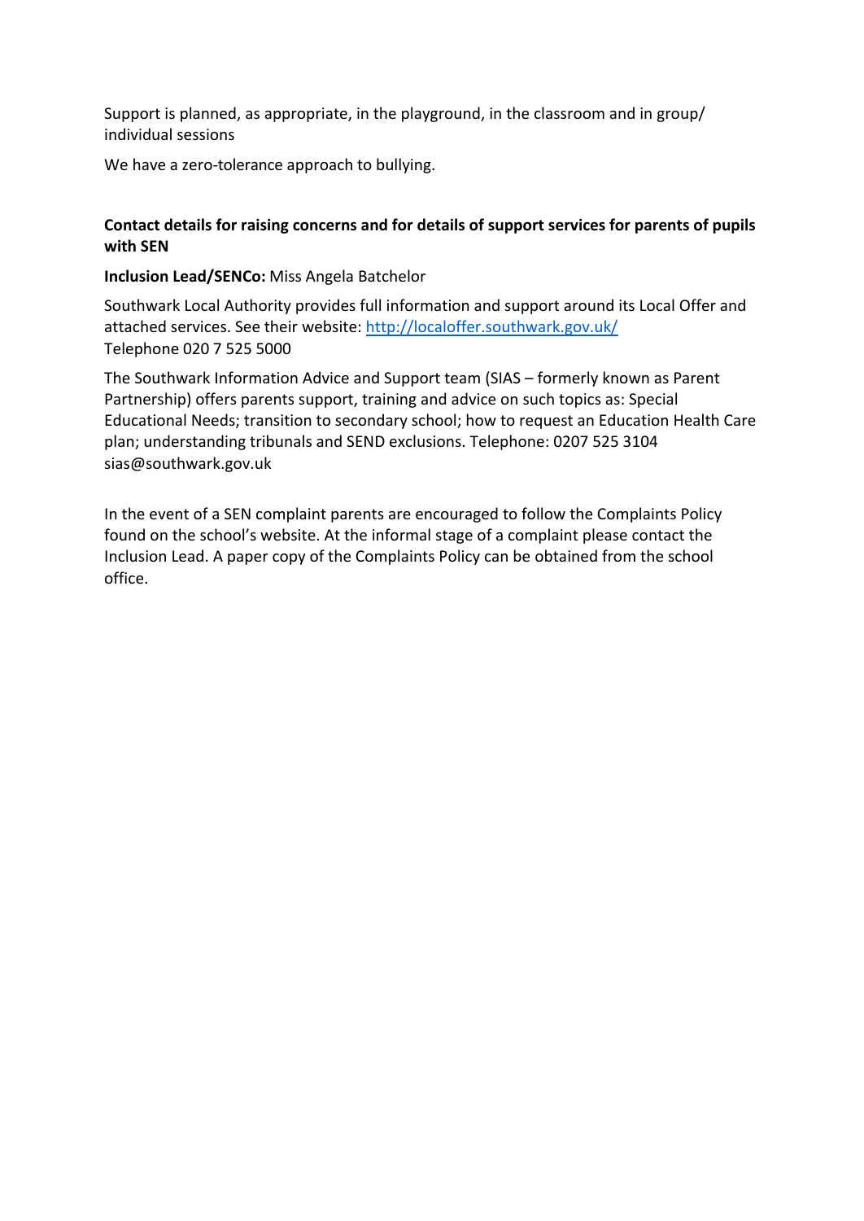Support is planned, as appropriate, in the playground, in the classroom and in group/ individual sessions

We have a zero-tolerance approach to bullying.

**Contact details for raising concerns and for details of support services for parents of pupils with SEN**

**Inclusion Lead/SENCo:** Miss Angela Batchelor

Southwark Local Authority provides full information and support around its Local Offer and attached services. See their website: http://localoffer.southwark.gov.uk/
Telephone 020 7 525 5000

The Southwark Information Advice and Support team (SIAS – formerly known as Parent Partnership) offers parents support, training and advice on such topics as: Special Educational Needs; transition to secondary school; how to request an Education Health Care plan; understanding tribunals and SEND exclusions. Telephone: 0207 525 3104
sias@southwark.gov.uk

In the event of a SEN complaint parents are encouraged to follow the Complaints Policy found on the school's website. At the informal stage of a complaint please contact the Inclusion Lead. A paper copy of the Complaints Policy can be obtained from the school office.